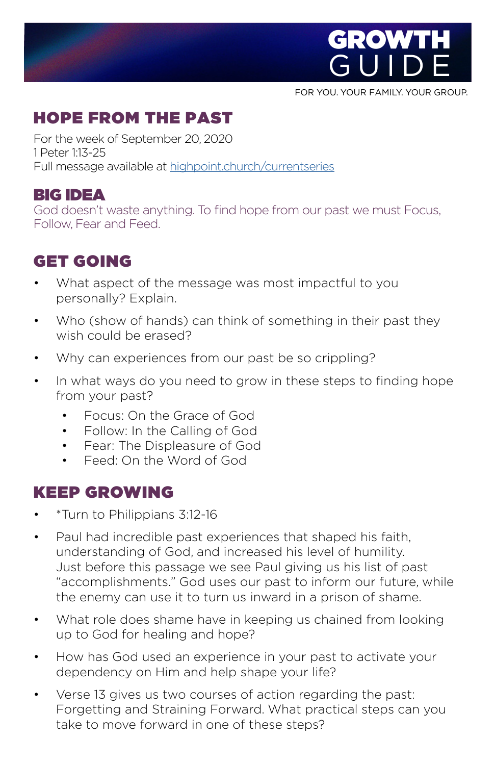# GROWTH GUIDE

FOR YOU. YOUR FAMILY. YOUR GROUP.

## HOPE FROM THE PAST

For the week of September 20, 2020
1 Peter 1:13-25
Full message available at [highpoint.church/currentseries](highpoint.church/currentseries)

## BIG IDEA

God doesn't waste anything. To find hope from our past we must Focus, Follow, Fear and Feed.

## GET GOING

- What aspect of the message was most impactful to you personally? Explain.
- Who (show of hands) can think of something in their past they wish could be erased?
- Why can experiences from our past be so crippling?
- In what ways do you need to grow in these steps to finding hope from your past?
    - Focus: On the Grace of God
    - Follow: In the Calling of God
    - Fear: The Displeasure of God
    - Feed: On the Word of God

## KEEP GROWING

- *Turn to Philippians 3:12-16
- Paul had incredible past experiences that shaped his faith, understanding of God, and increased his level of humility. Just before this passage we see Paul giving us his list of past "accomplishments." God uses our past to inform our future, while the enemy can use it to turn us inward in a prison of shame.
- What role does shame have in keeping us chained from looking up to God for healing and hope?
- How has God used an experience in your past to activate your dependency on Him and help shape your life?
- Verse 13 gives us two courses of action regarding the past: Forgetting and Straining Forward. What practical steps can you take to move forward in one of these steps?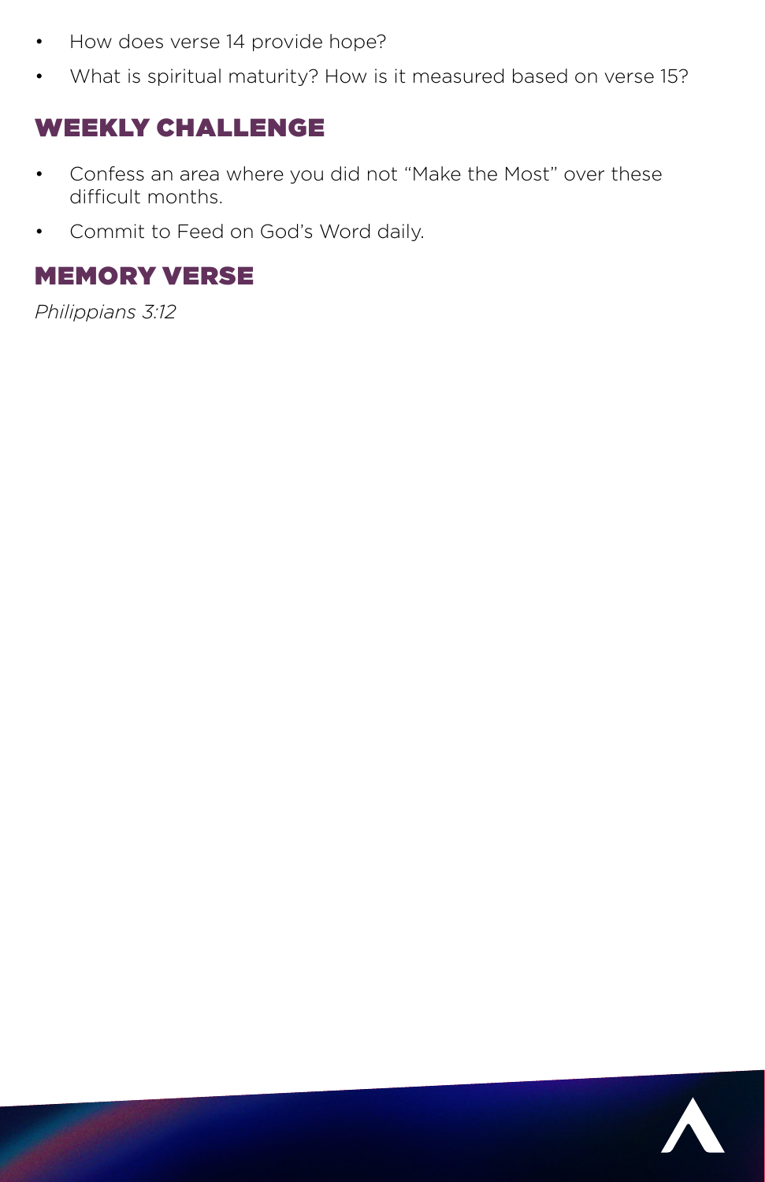- How does verse 14 provide hope?
- What is spiritual maturity? How is it measured based on verse 15?

## WEEKLY CHALLENGE

- Confess an area where you did not "Make the Most" over these difficult months.
- Commit to Feed on God's Word daily.

## MEMORY VERSE

*Philippians 3:12*